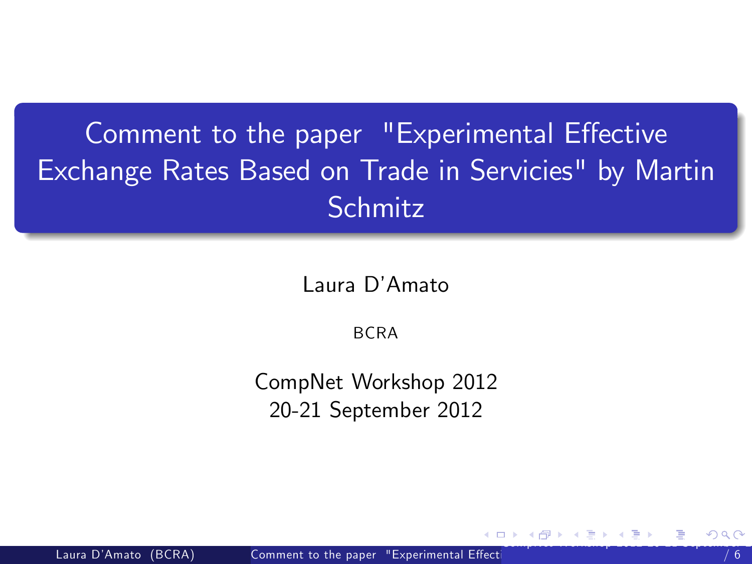# Comment to the paper "Experimental Effective Exchange Rates Based on Trade in Servicies" by Martin Schmitz

Laura D'Amato

BCRA

CompNet Workshop 2012
20-21 September 2012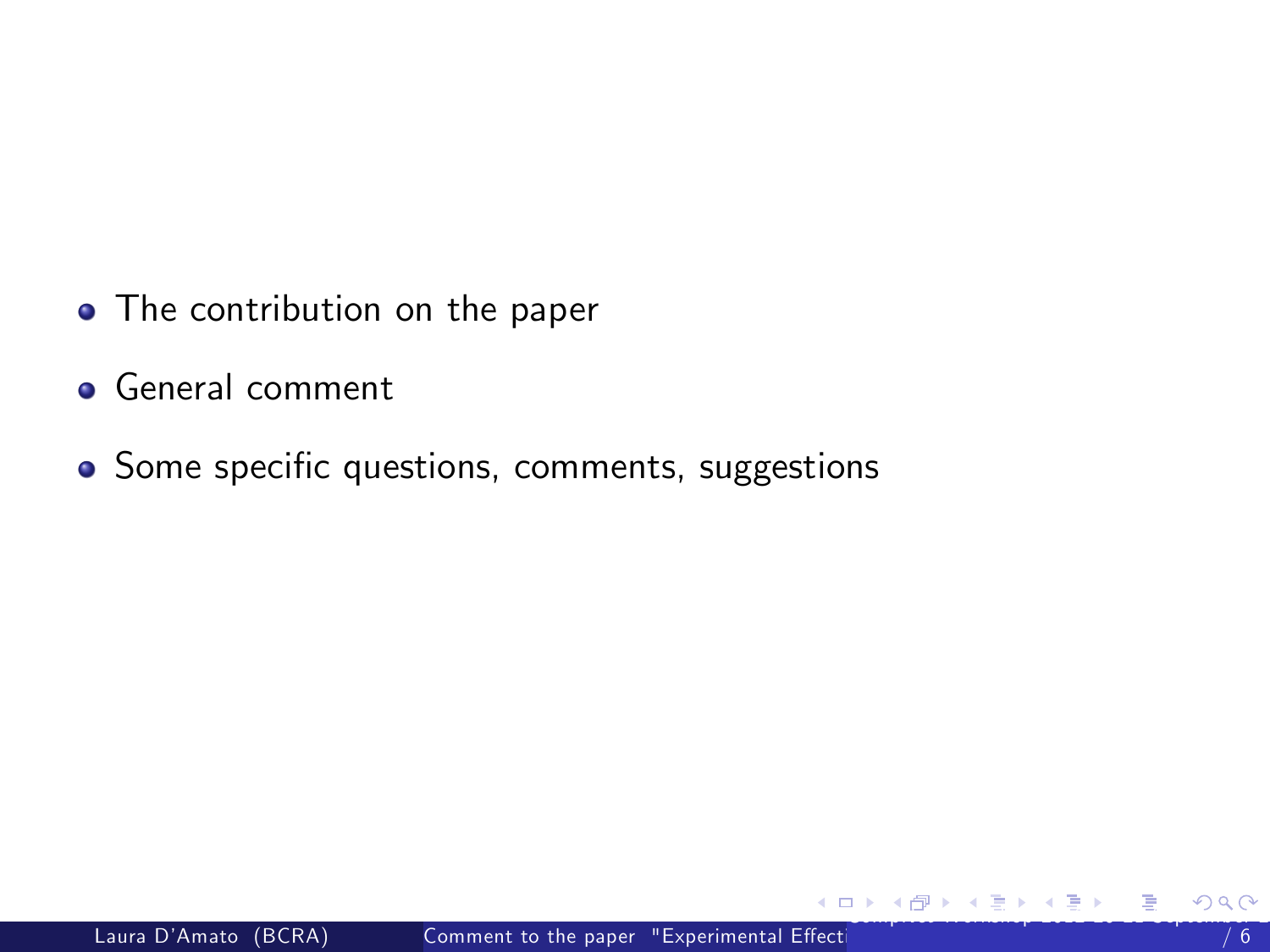- The contribution on the paper
- General comment
- Some specific questions, comments, suggestions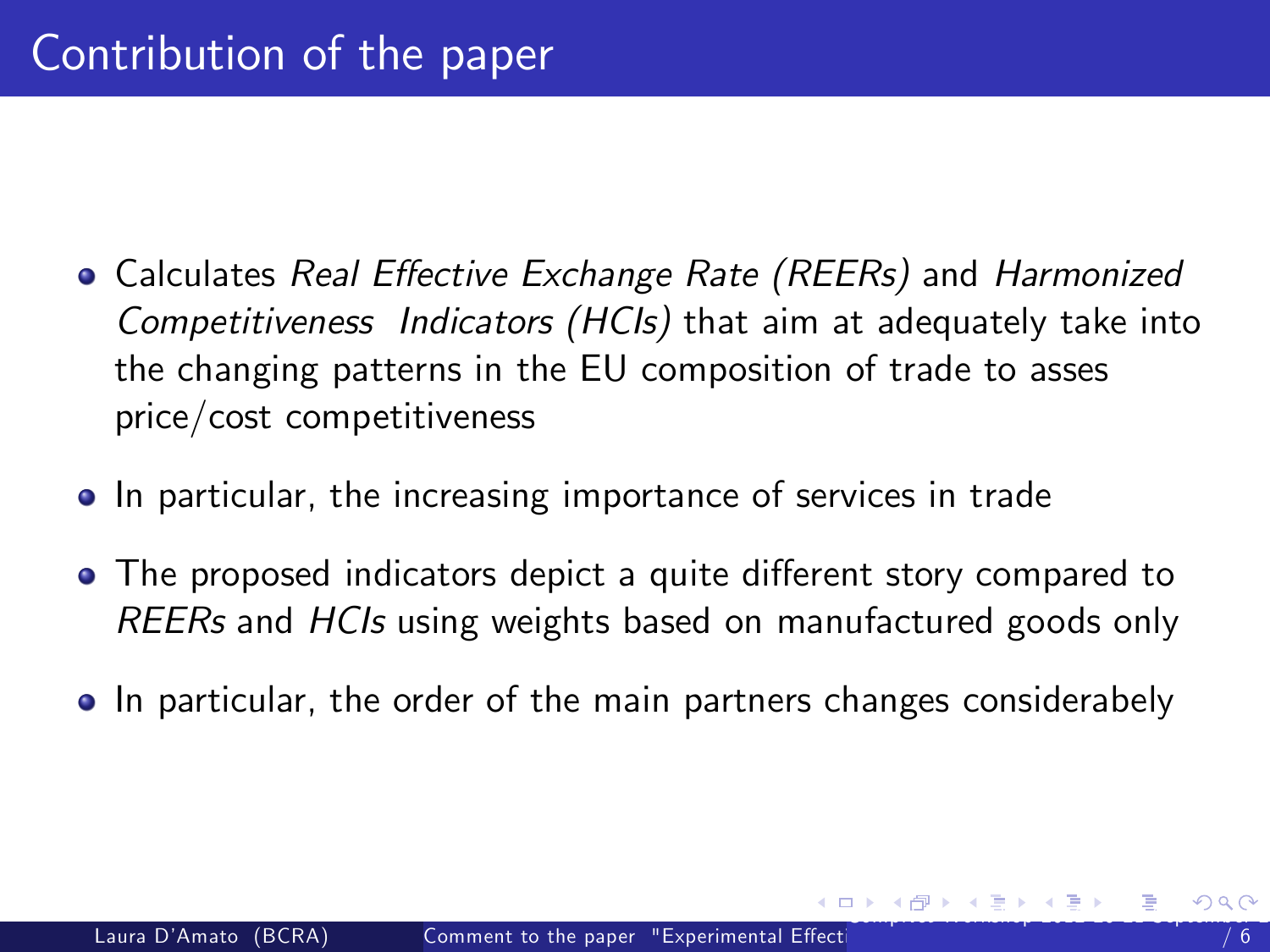# Contribution of the paper

- Calculates *Real Effective Exchange Rate (REERs)* and *Harmonized Competitiveness Indicators (HCIs)* that aim at adequately take into the changing patterns in the EU composition of trade to asses price/cost competitiveness
- In particular, the increasing importance of services in trade
- The proposed indicators depict a quite different story compared to *REERs* and *HCIs* using weights based on manufactured goods only
- In particular, the order of the main partners changes considerabely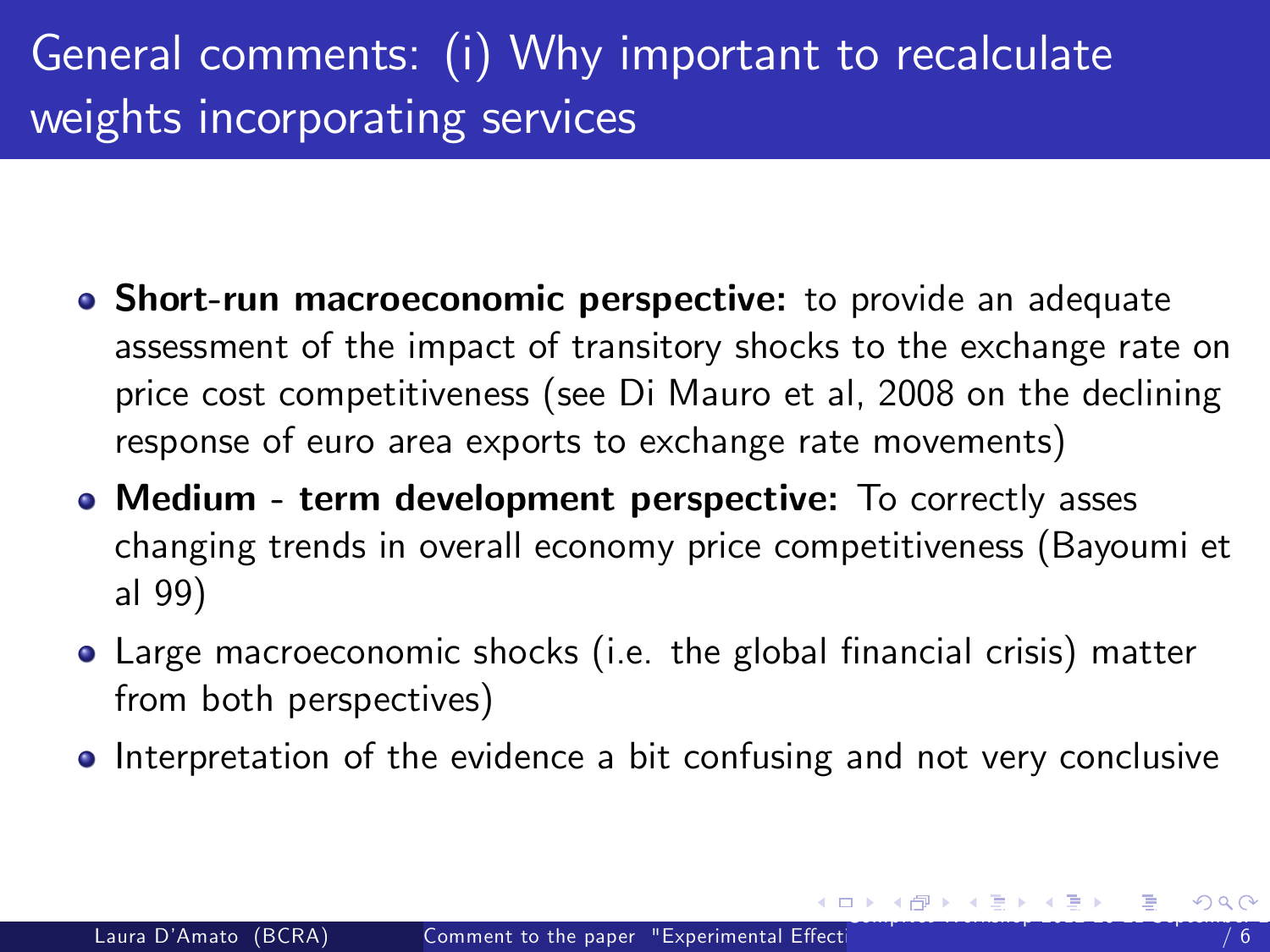# General comments: (i) Why important to recalculate weights incorporating services

- **Short-run macroeconomic perspective:** to provide an adequate assessment of the impact of transitory shocks to the exchange rate on price cost competitiveness (see Di Mauro et al, 2008 on the declining response of euro area exports to exchange rate movements)
- **Medium - term development perspective:** To correctly asses changing trends in overall economy price competitiveness (Bayoumi et al 99)
- Large macroeconomic shocks (i.e. the global financial crisis) matter from both perspectives)
- Interpretation of the evidence a bit confusing and not very conclusive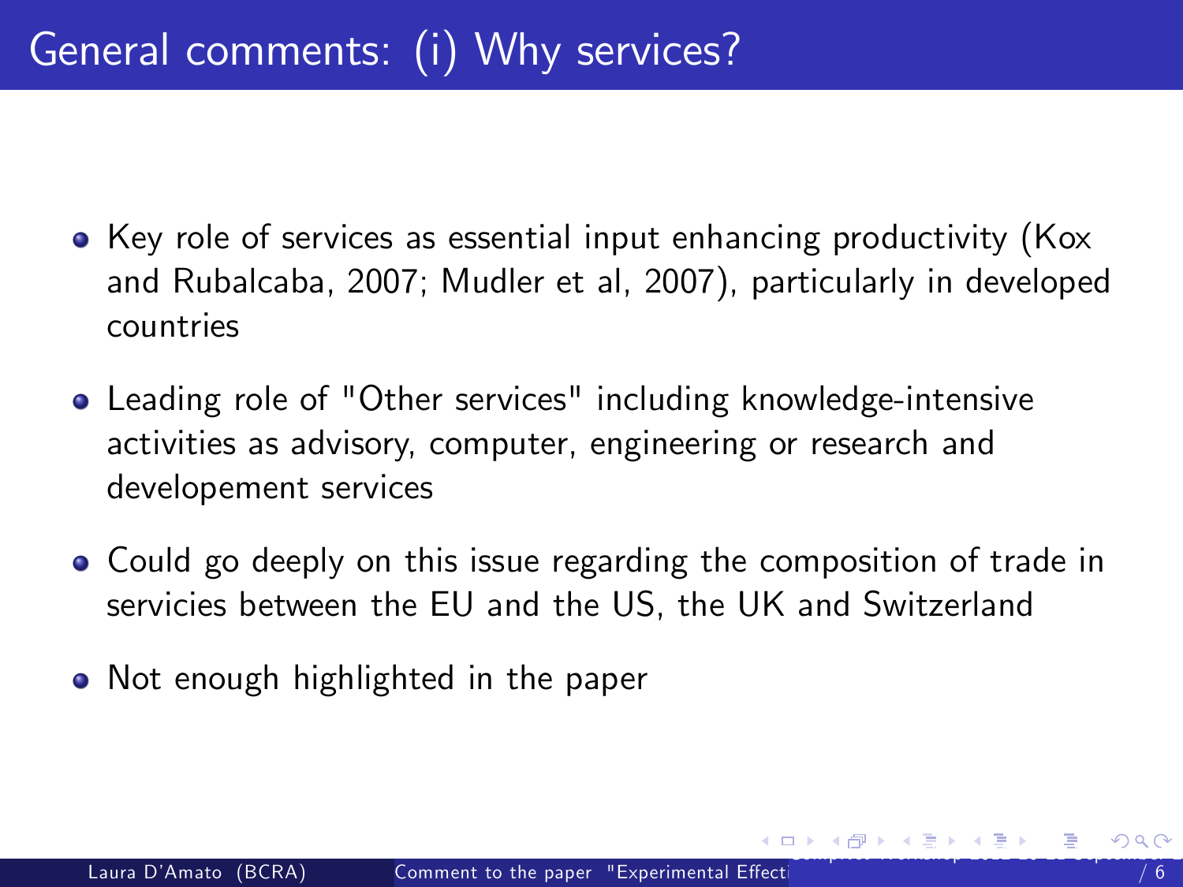# General comments: (i) Why services?

- Key role of services as essential input enhancing productivity (Kox and Rubalcaba, 2007; Mudler et al, 2007), particularly in developed countries
- Leading role of "Other services" including knowledge-intensive activities as advisory, computer, engineering or research and developement services
- Could go deeply on this issue regarding the composition of trade in servicies between the EU and the US, the UK and Switzerland
- Not enough highlighted in the paper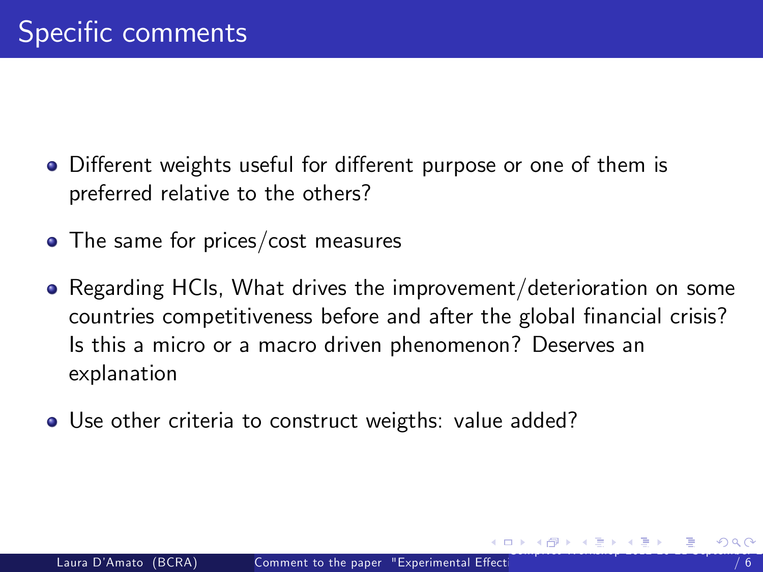# Specific comments

- Different weights useful for different purpose or one of them is preferred relative to the others?
- The same for prices/cost measures
- Regarding HCIs, What drives the improvement/deterioration on some countries competitiveness before and after the global financial crisis? Is this a micro or a macro driven phenomenon? Deserves an explanation
- Use other criteria to construct weigths: value added?